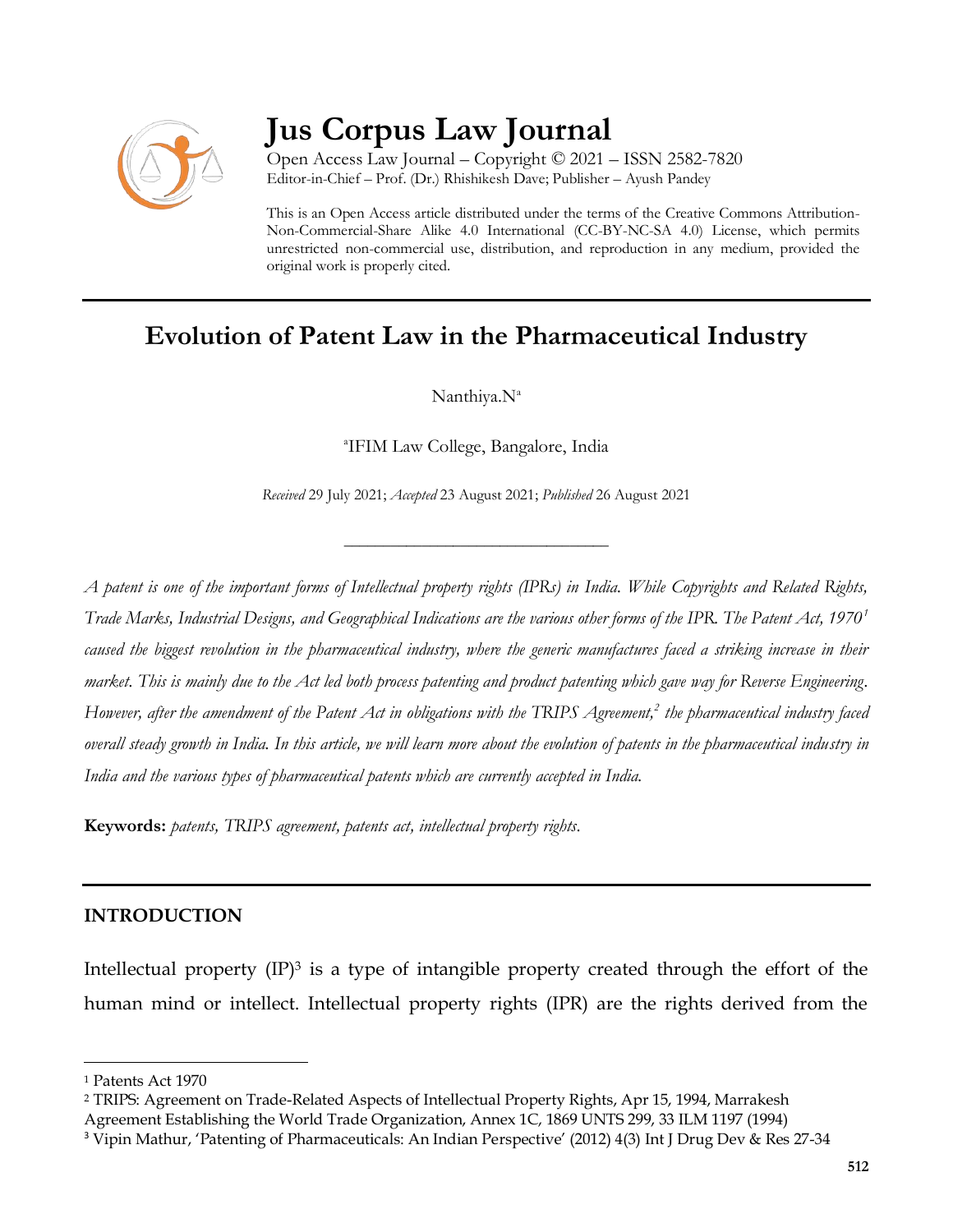# Jus Corpus Law Journal

Open Access Law Journal – Copyright © 2021 – ISSN 2582-7820
Editor-in-Chief – Prof. (Dr.) Rhishikesh Dave; Publisher – Ayush Pandey

This is an Open Access article distributed under the terms of the Creative Commons Attribution-Non-Commercial-Share Alike 4.0 International (CC-BY-NC-SA 4.0) License, which permits unrestricted non-commercial use, distribution, and reproduction in any medium, provided the original work is properly cited.

## Evolution of Patent Law in the Pharmaceutical Industry

Nanthiya.N[a]

[a]IFIM Law College, Bangalore, India

*Received* 29 July 2021; *Accepted* 23 August 2021; *Published* 26 August 2021

---

*A patent is one of the important forms of Intellectual property rights (IPRs) in India. While Copyrights and Related Rights, Trade Marks, Industrial Designs, and Geographical Indications are the various other forms of the IPR. The Patent Act, 1970*[1] *caused the biggest revolution in the pharmaceutical industry, where the generic manufactures faced a striking increase in their market. This is mainly due to the Act led both process patenting and product patenting which gave way for Reverse Engineering. However, after the amendment of the Patent Act in obligations with the TRIPS Agreement,*[2] *the pharmaceutical industry faced overall steady growth in India. In this article, we will learn more about the evolution of patents in the pharmaceutical industry in India and the various types of pharmaceutical patents which are currently accepted in India.*

**Keywords:** *patents, TRIPS agreement, patents act, intellectual property rights.*

---

### INTRODUCTION

Intellectual property (IP)[3] is a type of intangible property created through the effort of the human mind or intellect. Intellectual property rights (IPR) are the rights derived from the

---

[1] Patents Act 1970

[2] TRIPS: Agreement on Trade-Related Aspects of Intellectual Property Rights, Apr 15, 1994, Marrakesh Agreement Establishing the World Trade Organization, Annex 1C, 1869 UNTS 299, 33 ILM 1197 (1994)

[3] Vipin Mathur, 'Patenting of Pharmaceuticals: An Indian Perspective' (2012) 4(3) Int J Drug Dev & Res 27-34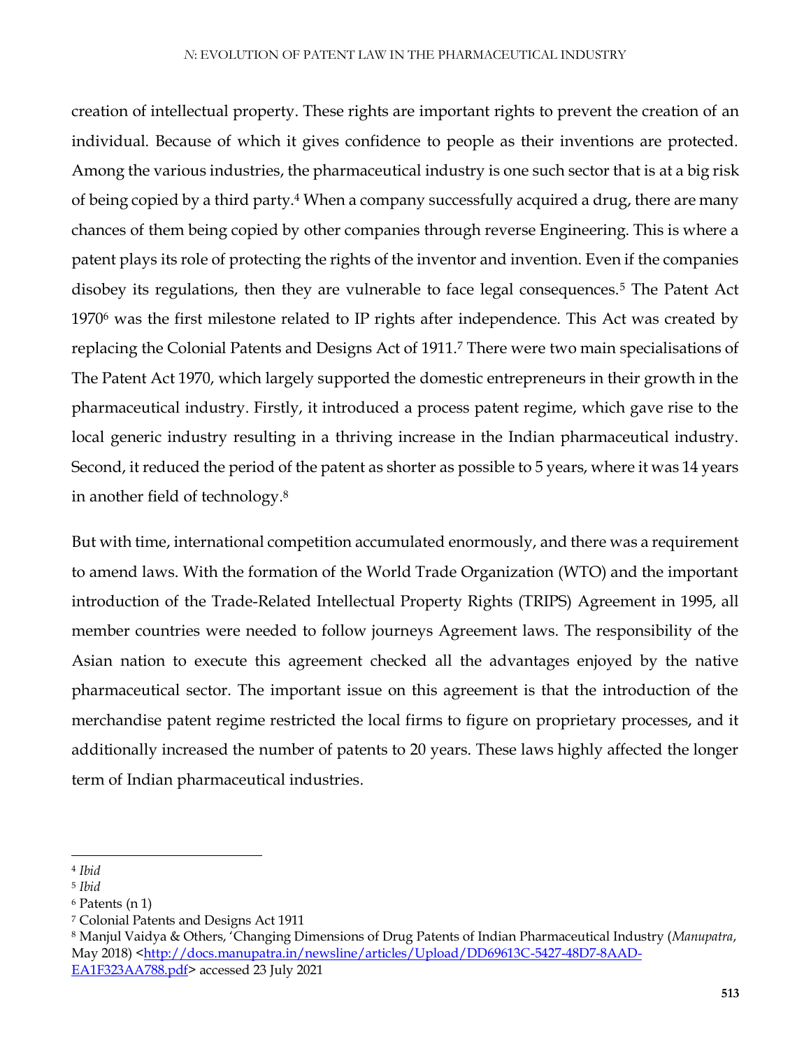creation of intellectual property. These rights are important rights to prevent the creation of an individual. Because of which it gives confidence to people as their inventions are protected. Among the various industries, the pharmaceutical industry is one such sector that is at a big risk of being copied by a third party.[4] When a company successfully acquired a drug, there are many chances of them being copied by other companies through reverse Engineering. This is where a patent plays its role of protecting the rights of the inventor and invention. Even if the companies disobey its regulations, then they are vulnerable to face legal consequences.[5] The Patent Act 1970[6] was the first milestone related to IP rights after independence. This Act was created by replacing the Colonial Patents and Designs Act of 1911.[7] There were two main specialisations of The Patent Act 1970, which largely supported the domestic entrepreneurs in their growth in the pharmaceutical industry. Firstly, it introduced a process patent regime, which gave rise to the local generic industry resulting in a thriving increase in the Indian pharmaceutical industry. Second, it reduced the period of the patent as shorter as possible to 5 years, where it was 14 years in another field of technology.[8]

But with time, international competition accumulated enormously, and there was a requirement to amend laws. With the formation of the World Trade Organization (WTO) and the important introduction of the Trade-Related Intellectual Property Rights (TRIPS) Agreement in 1995, all member countries were needed to follow journeys Agreement laws. The responsibility of the Asian nation to execute this agreement checked all the advantages enjoyed by the native pharmaceutical sector. The important issue on this agreement is that the introduction of the merchandise patent regime restricted the local firms to figure on proprietary processes, and it additionally increased the number of patents to 20 years. These laws highly affected the longer term of Indian pharmaceutical industries.

---

[4] *Ibid*

[5] *Ibid*

[6] Patents (n 1)

[7] Colonial Patents and Designs Act 1911

[8] Manjul Vaidya & Others, 'Changing Dimensions of Drug Patents of Indian Pharmaceutical Industry (*Manupatra*, May 2018) <http://docs.manupatra.in/newsline/articles/Upload/DD69613C-5427-48D7-8AAD-EA1F323AA788.pdf> accessed 23 July 2021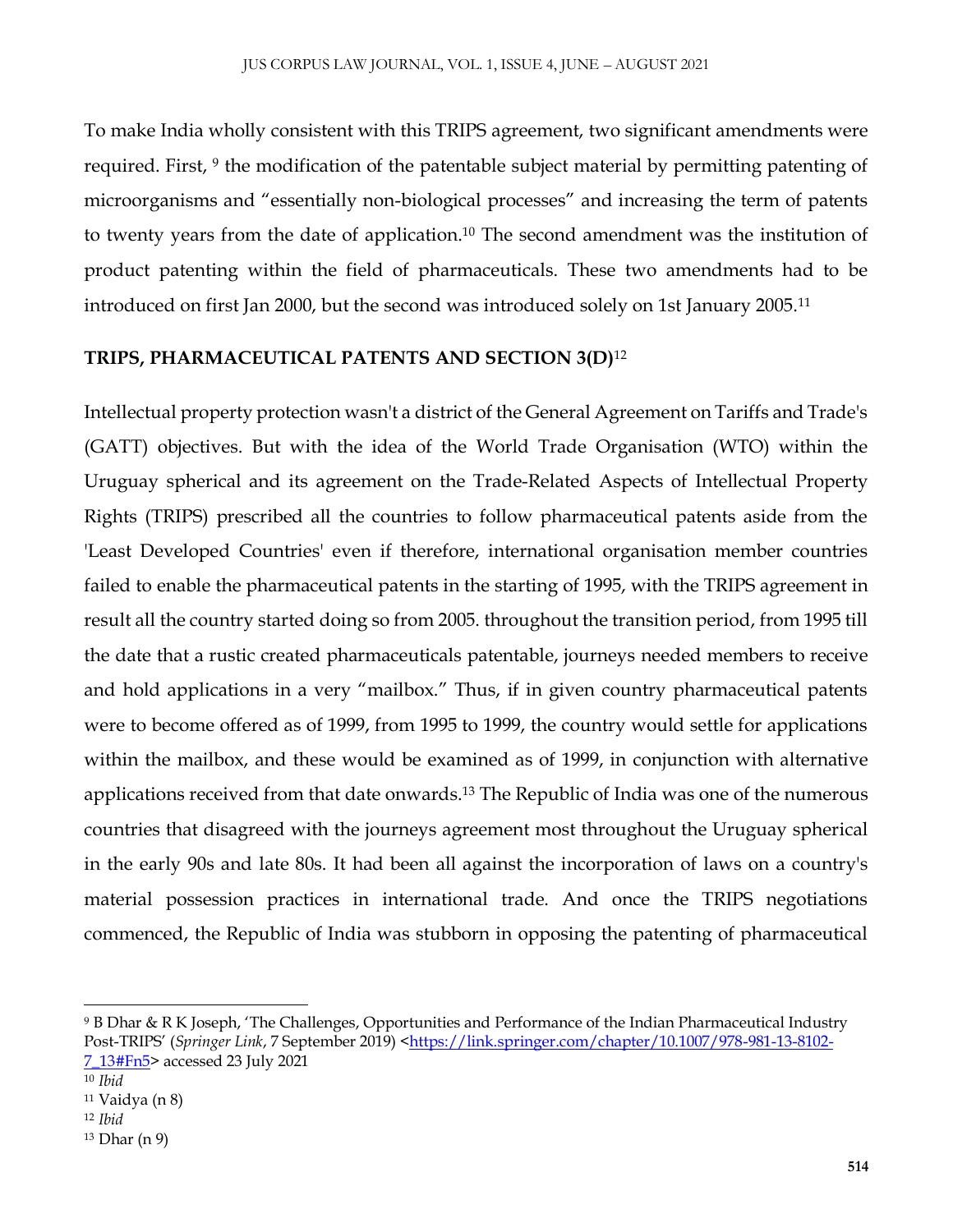To make India wholly consistent with this TRIPS agreement, two significant amendments were required. First, [9] the modification of the patentable subject material by permitting patenting of microorganisms and "essentially non-biological processes" and increasing the term of patents to twenty years from the date of application.[10] The second amendment was the institution of product patenting within the field of pharmaceuticals. These two amendments had to be introduced on first Jan 2000, but the second was introduced solely on 1st January 2005.[11]

## TRIPS, PHARMACEUTICAL PATENTS AND SECTION 3(D)[12]

Intellectual property protection wasn't a district of the General Agreement on Tariffs and Trade's (GATT) objectives. But with the idea of the World Trade Organisation (WTO) within the Uruguay spherical and its agreement on the Trade-Related Aspects of Intellectual Property Rights (TRIPS) prescribed all the countries to follow pharmaceutical patents aside from the 'Least Developed Countries' even if therefore, international organisation member countries failed to enable the pharmaceutical patents in the starting of 1995, with the TRIPS agreement in result all the country started doing so from 2005. throughout the transition period, from 1995 till the date that a rustic created pharmaceuticals patentable, journeys needed members to receive and hold applications in a very "mailbox." Thus, if in given country pharmaceutical patents were to become offered as of 1999, from 1995 to 1999, the country would settle for applications within the mailbox, and these would be examined as of 1999, in conjunction with alternative applications received from that date onwards.[13] The Republic of India was one of the numerous countries that disagreed with the journeys agreement most throughout the Uruguay spherical in the early 90s and late 80s. It had been all against the incorporation of laws on a country's material possession practices in international trade. And once the TRIPS negotiations commenced, the Republic of India was stubborn in opposing the patenting of pharmaceutical

---

[9] B Dhar & R K Joseph, 'The Challenges, Opportunities and Performance of the Indian Pharmaceutical Industry Post-TRIPS' (*Springer Link*, 7 September 2019) <https://link.springer.com/chapter/10.1007/978-981-13-8102-7_13#Fn5> accessed 23 July 2021

[10] *Ibid*

[11] Vaidya (n 8)

[12] *Ibid*

[13] Dhar (n 9)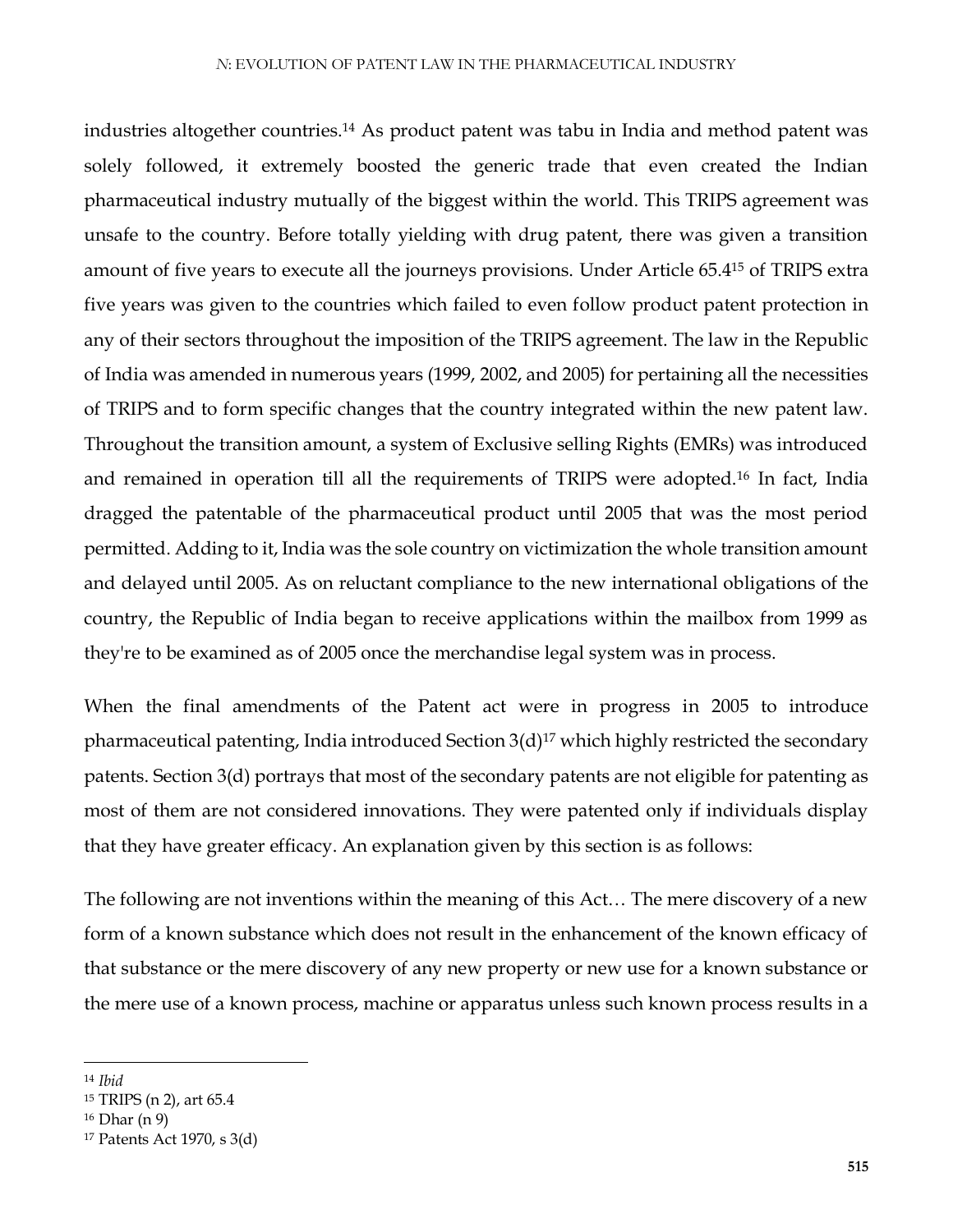industries altogether countries.[14] As product patent was tabu in India and method patent was solely followed, it extremely boosted the generic trade that even created the Indian pharmaceutical industry mutually of the biggest within the world. This TRIPS agreement was unsafe to the country. Before totally yielding with drug patent, there was given a transition amount of five years to execute all the journeys provisions. Under Article 65.4[15] of TRIPS extra five years was given to the countries which failed to even follow product patent protection in any of their sectors throughout the imposition of the TRIPS agreement. The law in the Republic of India was amended in numerous years (1999, 2002, and 2005) for pertaining all the necessities of TRIPS and to form specific changes that the country integrated within the new patent law. Throughout the transition amount, a system of Exclusive selling Rights (EMRs) was introduced and remained in operation till all the requirements of TRIPS were adopted.[16] In fact, India dragged the patentable of the pharmaceutical product until 2005 that was the most period permitted. Adding to it, India was the sole country on victimization the whole transition amount and delayed until 2005. As on reluctant compliance to the new international obligations of the country, the Republic of India began to receive applications within the mailbox from 1999 as they're to be examined as of 2005 once the merchandise legal system was in process.

When the final amendments of the Patent act were in progress in 2005 to introduce pharmaceutical patenting, India introduced Section 3(d)[17] which highly restricted the secondary patents. Section 3(d) portrays that most of the secondary patents are not eligible for patenting as most of them are not considered innovations. They were patented only if individuals display that they have greater efficacy. An explanation given by this section is as follows:

The following are not inventions within the meaning of this Act… The mere discovery of a new form of a known substance which does not result in the enhancement of the known efficacy of that substance or the mere discovery of any new property or new use for a known substance or the mere use of a known process, machine or apparatus unless such known process results in a

---

[14] *Ibid*

[15] TRIPS (n 2), art 65.4

[16] Dhar (n 9)

[17] Patents Act 1970, s 3(d)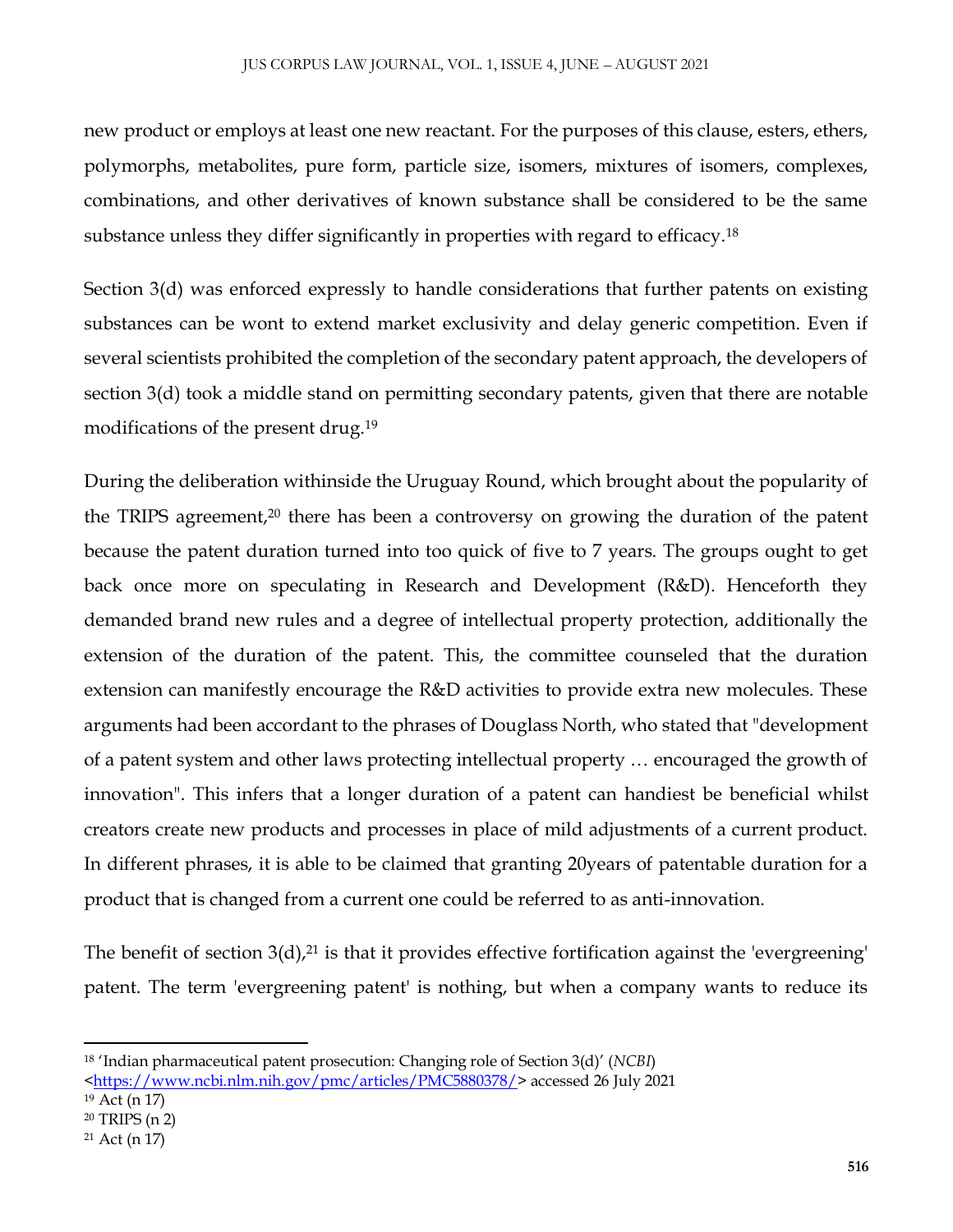new product or employs at least one new reactant. For the purposes of this clause, esters, ethers, polymorphs, metabolites, pure form, particle size, isomers, mixtures of isomers, complexes, combinations, and other derivatives of known substance shall be considered to be the same substance unless they differ significantly in properties with regard to efficacy.[18]

Section 3(d) was enforced expressly to handle considerations that further patents on existing substances can be wont to extend market exclusivity and delay generic competition. Even if several scientists prohibited the completion of the secondary patent approach, the developers of section 3(d) took a middle stand on permitting secondary patents, given that there are notable modifications of the present drug.[19]

During the deliberation withinside the Uruguay Round, which brought about the popularity of the TRIPS agreement,[20] there has been a controversy on growing the duration of the patent because the patent duration turned into too quick of five to 7 years. The groups ought to get back once more on speculating in Research and Development (R&D). Henceforth they demanded brand new rules and a degree of intellectual property protection, additionally the extension of the duration of the patent. This, the committee counseled that the duration extension can manifestly encourage the R&D activities to provide extra new molecules. These arguments had been accordant to the phrases of Douglass North, who stated that "development of a patent system and other laws protecting intellectual property … encouraged the growth of innovation". This infers that a longer duration of a patent can handiest be beneficial whilst creators create new products and processes in place of mild adjustments of a current product. In different phrases, it is able to be claimed that granting 20years of patentable duration for a product that is changed from a current one could be referred to as anti-innovation.

The benefit of section 3(d),[21] is that it provides effective fortification against the 'evergreening' patent. The term 'evergreening patent' is nothing, but when a company wants to reduce its

---

[18] 'Indian pharmaceutical patent prosecution: Changing role of Section 3(d)' (*NCBI*) <https://www.ncbi.nlm.nih.gov/pmc/articles/PMC5880378/> accessed 26 July 2021

[19] Act (n 17)

[20] TRIPS (n 2)

[21] Act (n 17)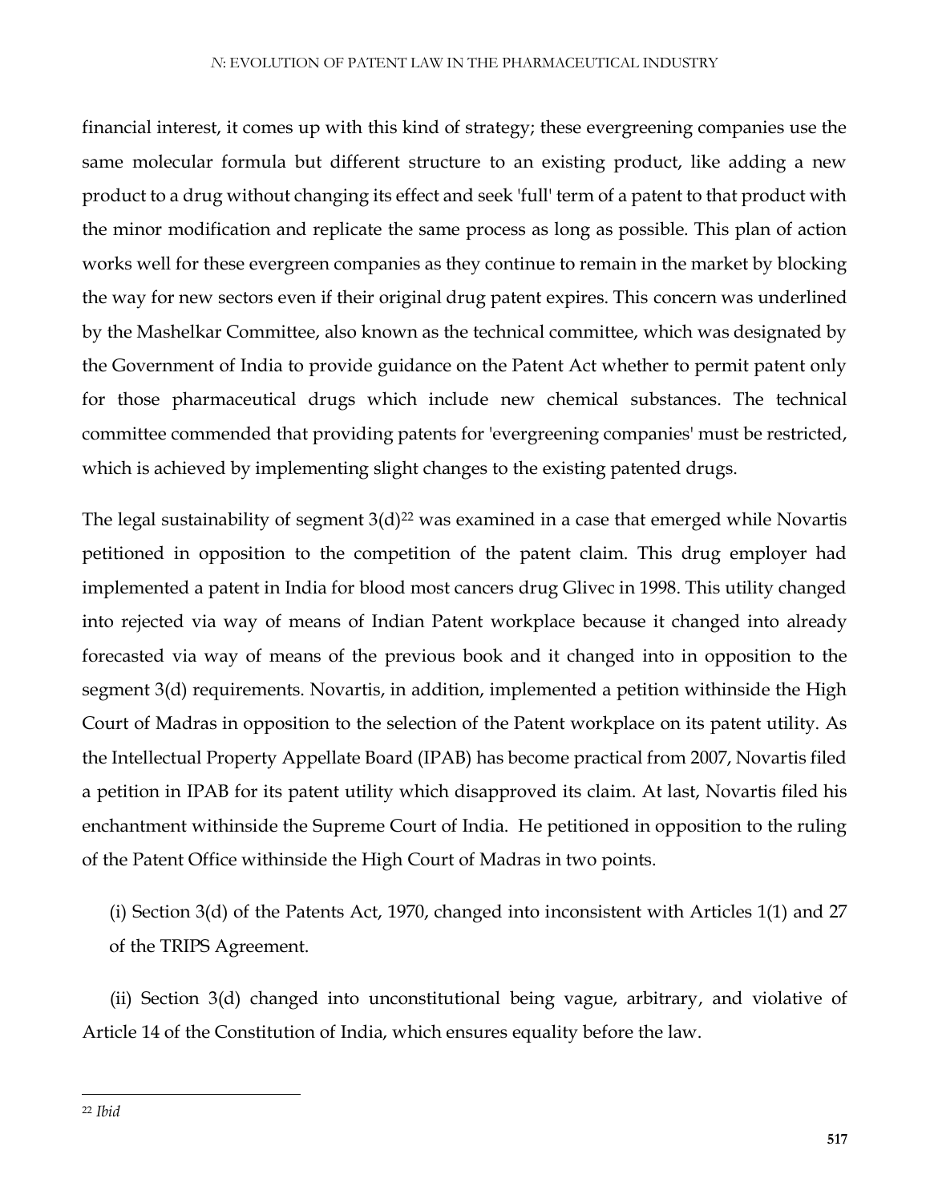financial interest, it comes up with this kind of strategy; these evergreening companies use the same molecular formula but different structure to an existing product, like adding a new product to a drug without changing its effect and seek 'full' term of a patent to that product with the minor modification and replicate the same process as long as possible. This plan of action works well for these evergreen companies as they continue to remain in the market by blocking the way for new sectors even if their original drug patent expires. This concern was underlined by the Mashelkar Committee, also known as the technical committee, which was designated by the Government of India to provide guidance on the Patent Act whether to permit patent only for those pharmaceutical drugs which include new chemical substances. The technical committee commended that providing patents for 'evergreening companies' must be restricted, which is achieved by implementing slight changes to the existing patented drugs.

The legal sustainability of segment 3(d)[22] was examined in a case that emerged while Novartis petitioned in opposition to the competition of the patent claim. This drug employer had implemented a patent in India for blood most cancers drug Glivec in 1998. This utility changed into rejected via way of means of Indian Patent workplace because it changed into already forecasted via way of means of the previous book and it changed into in opposition to the segment 3(d) requirements. Novartis, in addition, implemented a petition withinside the High Court of Madras in opposition to the selection of the Patent workplace on its patent utility. As the Intellectual Property Appellate Board (IPAB) has become practical from 2007, Novartis filed a petition in IPAB for its patent utility which disapproved its claim. At last, Novartis filed his enchantment withinside the Supreme Court of India. He petitioned in opposition to the ruling of the Patent Office withinside the High Court of Madras in two points.

(i) Section 3(d) of the Patents Act, 1970, changed into inconsistent with Articles 1(1) and 27 of the TRIPS Agreement.

(ii) Section 3(d) changed into unconstitutional being vague, arbitrary, and violative of Article 14 of the Constitution of India, which ensures equality before the law.

---

[22] *Ibid*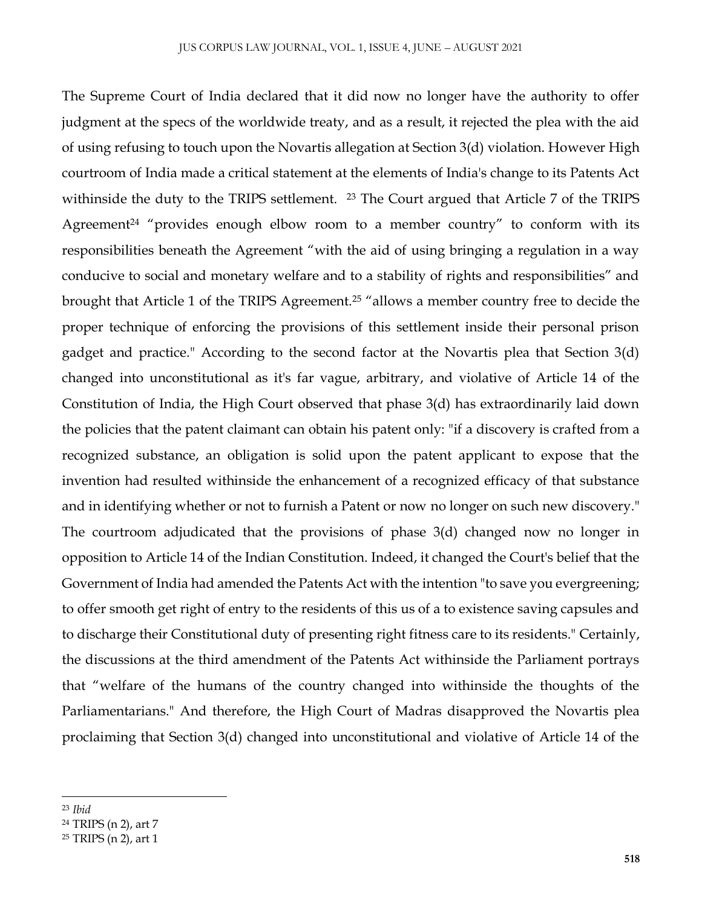The Supreme Court of India declared that it did now no longer have the authority to offer judgment at the specs of the worldwide treaty, and as a result, it rejected the plea with the aid of using refusing to touch upon the Novartis allegation at Section 3(d) violation. However High courtroom of India made a critical statement at the elements of India's change to its Patents Act withinside the duty to the TRIPS settlement. [23] The Court argued that Article 7 of the TRIPS Agreement[24] "provides enough elbow room to a member country" to conform with its responsibilities beneath the Agreement "with the aid of using bringing a regulation in a way conducive to social and monetary welfare and to a stability of rights and responsibilities" and brought that Article 1 of the TRIPS Agreement.[25] "allows a member country free to decide the proper technique of enforcing the provisions of this settlement inside their personal prison gadget and practice." According to the second factor at the Novartis plea that Section 3(d) changed into unconstitutional as it's far vague, arbitrary, and violative of Article 14 of the Constitution of India, the High Court observed that phase 3(d) has extraordinarily laid down the policies that the patent claimant can obtain his patent only: "if a discovery is crafted from a recognized substance, an obligation is solid upon the patent applicant to expose that the invention had resulted withinside the enhancement of a recognized efficacy of that substance and in identifying whether or not to furnish a Patent or now no longer on such new discovery." The courtroom adjudicated that the provisions of phase 3(d) changed now no longer in opposition to Article 14 of the Indian Constitution. Indeed, it changed the Court's belief that the Government of India had amended the Patents Act with the intention "to save you evergreening; to offer smooth get right of entry to the residents of this us of a to existence saving capsules and to discharge their Constitutional duty of presenting right fitness care to its residents." Certainly, the discussions at the third amendment of the Patents Act withinside the Parliament portrays that "welfare of the humans of the country changed into withinside the thoughts of the Parliamentarians." And therefore, the High Court of Madras disapproved the Novartis plea proclaiming that Section 3(d) changed into unconstitutional and violative of Article 14 of the

---

[23] *Ibid*

[24] TRIPS (n 2), art 7

[25] TRIPS (n 2), art 1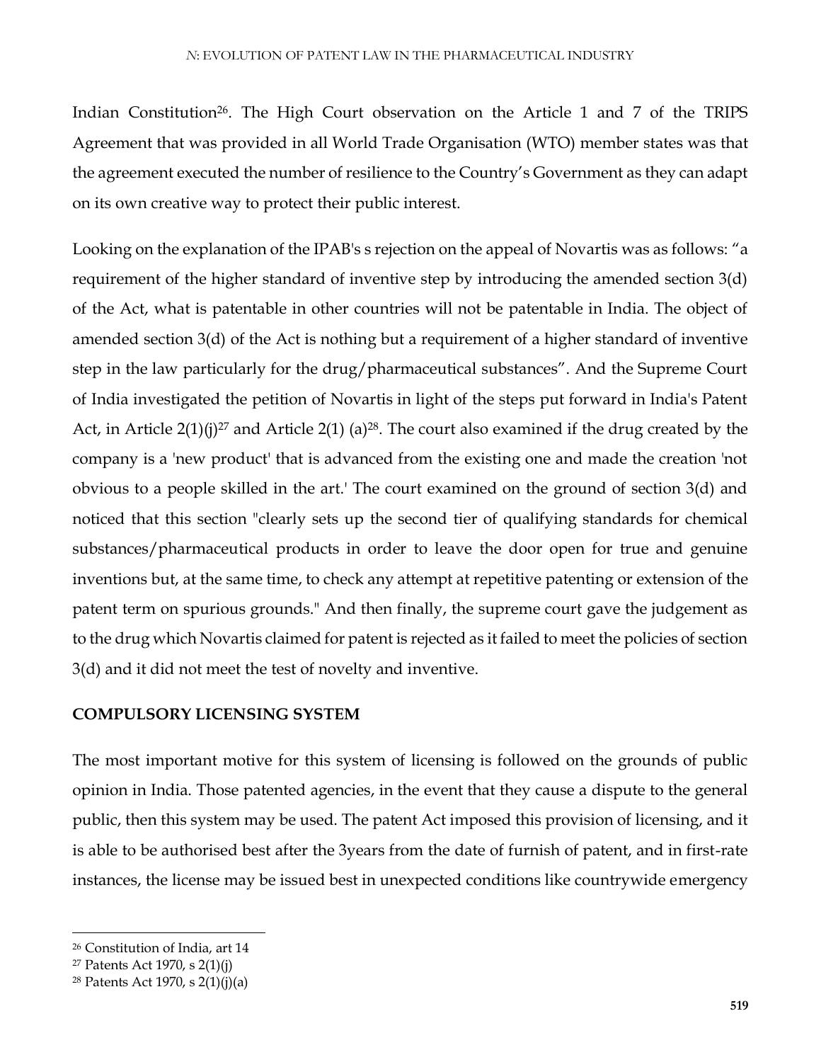Indian Constitution[26]. The High Court observation on the Article 1 and 7 of the TRIPS Agreement that was provided in all World Trade Organisation (WTO) member states was that the agreement executed the number of resilience to the Country's Government as they can adapt on its own creative way to protect their public interest.

Looking on the explanation of the IPAB's s rejection on the appeal of Novartis was as follows: "a requirement of the higher standard of inventive step by introducing the amended section 3(d) of the Act, what is patentable in other countries will not be patentable in India. The object of amended section 3(d) of the Act is nothing but a requirement of a higher standard of inventive step in the law particularly for the drug/pharmaceutical substances". And the Supreme Court of India investigated the petition of Novartis in light of the steps put forward in India's Patent Act, in Article 2(1)(j)[27] and Article 2(1) (a)[28]. The court also examined if the drug created by the company is a 'new product' that is advanced from the existing one and made the creation 'not obvious to a people skilled in the art.' The court examined on the ground of section 3(d) and noticed that this section "clearly sets up the second tier of qualifying standards for chemical substances/pharmaceutical products in order to leave the door open for true and genuine inventions but, at the same time, to check any attempt at repetitive patenting or extension of the patent term on spurious grounds." And then finally, the supreme court gave the judgement as to the drug which Novartis claimed for patent is rejected as it failed to meet the policies of section 3(d) and it did not meet the test of novelty and inventive.

## COMPULSORY LICENSING SYSTEM

The most important motive for this system of licensing is followed on the grounds of public opinion in India. Those patented agencies, in the event that they cause a dispute to the general public, then this system may be used. The patent Act imposed this provision of licensing, and it is able to be authorised best after the 3years from the date of furnish of patent, and in first-rate instances, the license may be issued best in unexpected conditions like countrywide emergency

---

[26] Constitution of India, art 14

[27] Patents Act 1970, s 2(1)(j)

[28] Patents Act 1970, s 2(1)(j)(a)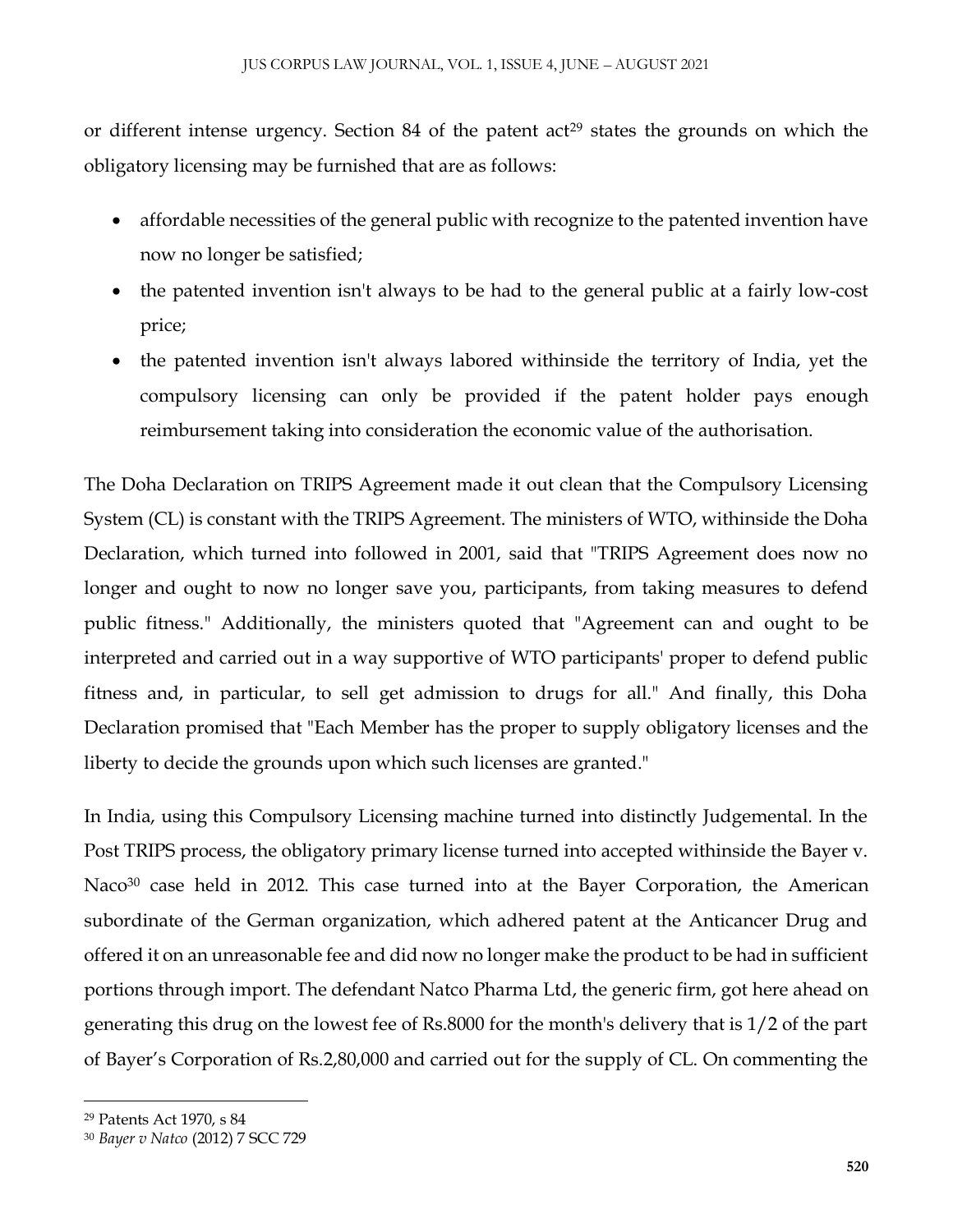or different intense urgency. Section 84 of the patent act[29] states the grounds on which the obligatory licensing may be furnished that are as follows:

- affordable necessities of the general public with recognize to the patented invention have now no longer be satisfied;
- the patented invention isn't always to be had to the general public at a fairly low-cost price;
- the patented invention isn't always labored withinside the territory of India, yet the compulsory licensing can only be provided if the patent holder pays enough reimbursement taking into consideration the economic value of the authorisation.

The Doha Declaration on TRIPS Agreement made it out clean that the Compulsory Licensing System (CL) is constant with the TRIPS Agreement. The ministers of WTO, withinside the Doha Declaration, which turned into followed in 2001, said that "TRIPS Agreement does now no longer and ought to now no longer save you, participants, from taking measures to defend public fitness." Additionally, the ministers quoted that "Agreement can and ought to be interpreted and carried out in a way supportive of WTO participants' proper to defend public fitness and, in particular, to sell get admission to drugs for all." And finally, this Doha Declaration promised that "Each Member has the proper to supply obligatory licenses and the liberty to decide the grounds upon which such licenses are granted."

In India, using this Compulsory Licensing machine turned into distinctly Judgemental. In the Post TRIPS process, the obligatory primary license turned into accepted withinside the Bayer v. Naco[30] case held in 2012. This case turned into at the Bayer Corporation, the American subordinate of the German organization, which adhered patent at the Anticancer Drug and offered it on an unreasonable fee and did now no longer make the product to be had in sufficient portions through import. The defendant Natco Pharma Ltd, the generic firm, got here ahead on generating this drug on the lowest fee of Rs.8000 for the month's delivery that is 1/2 of the part of Bayer's Corporation of Rs.2,80,000 and carried out for the supply of CL. On commenting the

---

[29] Patents Act 1970, s 84

[30] *Bayer v Natco* (2012) 7 SCC 729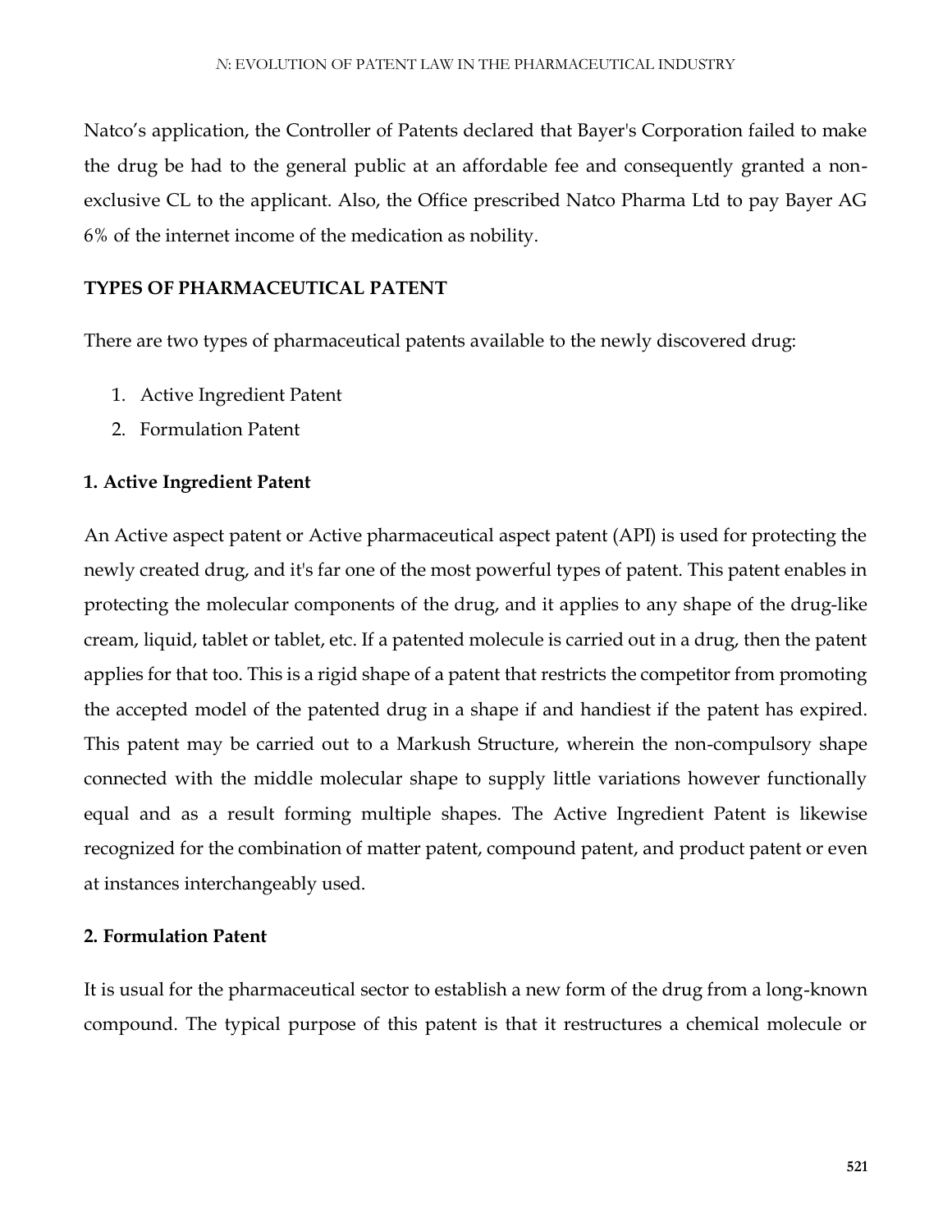Natco's application, the Controller of Patents declared that Bayer's Corporation failed to make the drug be had to the general public at an affordable fee and consequently granted a non-exclusive CL to the applicant. Also, the Office prescribed Natco Pharma Ltd to pay Bayer AG 6% of the internet income of the medication as nobility.

## TYPES OF PHARMACEUTICAL PATENT

There are two types of pharmaceutical patents available to the newly discovered drug:

1. Active Ingredient Patent
2. Formulation Patent

### 1. Active Ingredient Patent

An Active aspect patent or Active pharmaceutical aspect patent (API) is used for protecting the newly created drug, and it's far one of the most powerful types of patent. This patent enables in protecting the molecular components of the drug, and it applies to any shape of the drug-like cream, liquid, tablet or tablet, etc. If a patented molecule is carried out in a drug, then the patent applies for that too. This is a rigid shape of a patent that restricts the competitor from promoting the accepted model of the patented drug in a shape if and handiest if the patent has expired. This patent may be carried out to a Markush Structure, wherein the non-compulsory shape connected with the middle molecular shape to supply little variations however functionally equal and as a result forming multiple shapes. The Active Ingredient Patent is likewise recognized for the combination of matter patent, compound patent, and product patent or even at instances interchangeably used.

### 2. Formulation Patent

It is usual for the pharmaceutical sector to establish a new form of the drug from a long-known compound. The typical purpose of this patent is that it restructures a chemical molecule or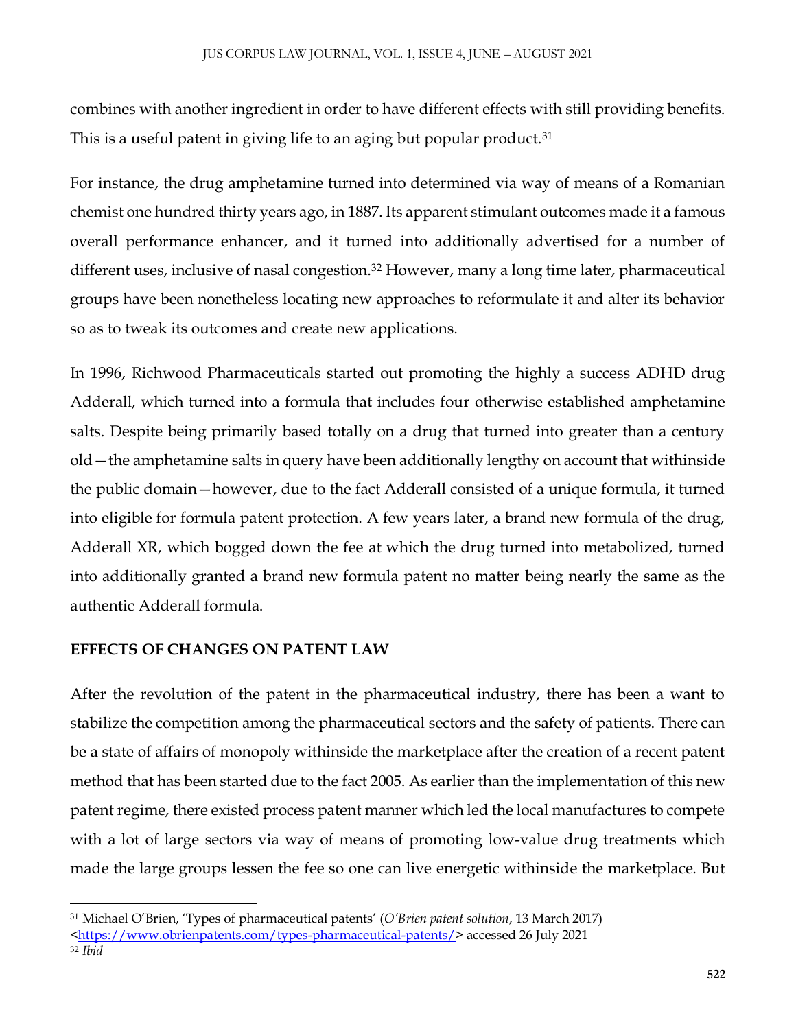combines with another ingredient in order to have different effects with still providing benefits. This is a useful patent in giving life to an aging but popular product.[31]

For instance, the drug amphetamine turned into determined via way of means of a Romanian chemist one hundred thirty years ago, in 1887. Its apparent stimulant outcomes made it a famous overall performance enhancer, and it turned into additionally advertised for a number of different uses, inclusive of nasal congestion.[32] However, many a long time later, pharmaceutical groups have been nonetheless locating new approaches to reformulate it and alter its behavior so as to tweak its outcomes and create new applications.

In 1996, Richwood Pharmaceuticals started out promoting the highly a success ADHD drug Adderall, which turned into a formula that includes four otherwise established amphetamine salts. Despite being primarily based totally on a drug that turned into greater than a century old—the amphetamine salts in query have been additionally lengthy on account that withinside the public domain—however, due to the fact Adderall consisted of a unique formula, it turned into eligible for formula patent protection. A few years later, a brand new formula of the drug, Adderall XR, which bogged down the fee at which the drug turned into metabolized, turned into additionally granted a brand new formula patent no matter being nearly the same as the authentic Adderall formula.

## EFFECTS OF CHANGES ON PATENT LAW

After the revolution of the patent in the pharmaceutical industry, there has been a want to stabilize the competition among the pharmaceutical sectors and the safety of patients. There can be a state of affairs of monopoly withinside the marketplace after the creation of a recent patent method that has been started due to the fact 2005. As earlier than the implementation of this new patent regime, there existed process patent manner which led the local manufactures to compete with a lot of large sectors via way of means of promoting low-value drug treatments which made the large groups lessen the fee so one can live energetic withinside the marketplace. But

---

[31] Michael O'Brien, 'Types of pharmaceutical patents' (*O'Brien patent solution*, 13 March 2017) <https://www.obrienpatents.com/types-pharmaceutical-patents/> accessed 26 July 2021

[32] *Ibid*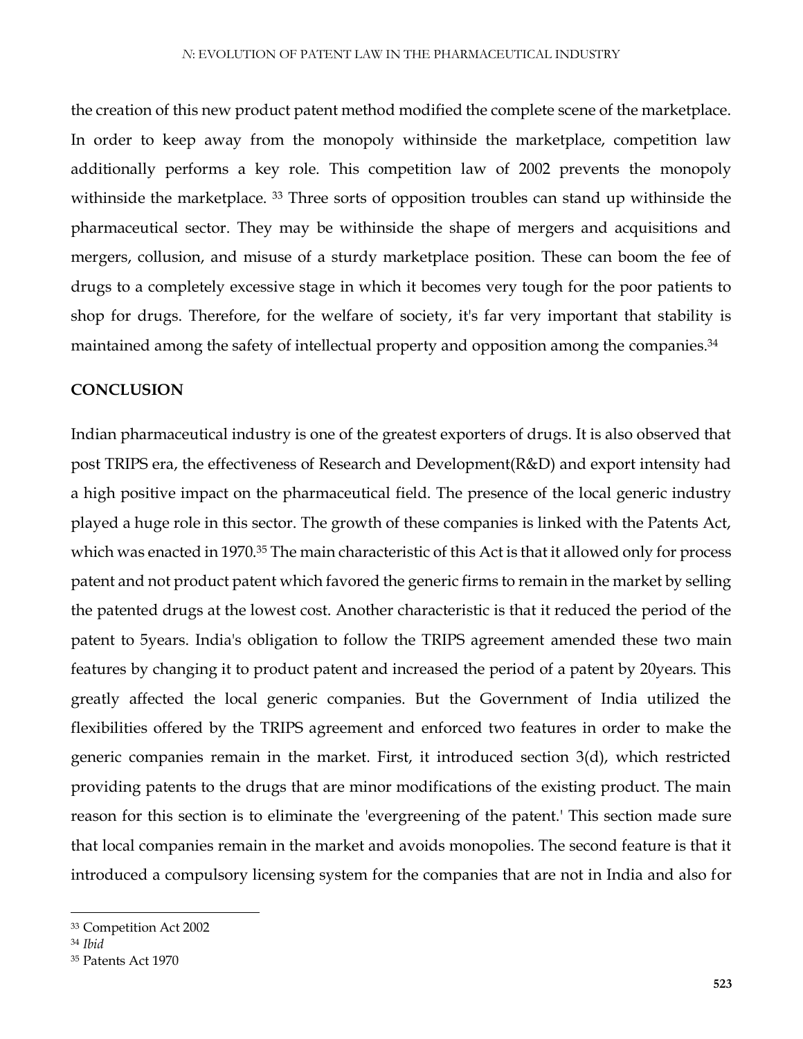the creation of this new product patent method modified the complete scene of the marketplace. In order to keep away from the monopoly withinside the marketplace, competition law additionally performs a key role. This competition law of 2002 prevents the monopoly withinside the marketplace. [33] Three sorts of opposition troubles can stand up withinside the pharmaceutical sector. They may be withinside the shape of mergers and acquisitions and mergers, collusion, and misuse of a sturdy marketplace position. These can boom the fee of drugs to a completely excessive stage in which it becomes very tough for the poor patients to shop for drugs. Therefore, for the welfare of society, it's far very important that stability is maintained among the safety of intellectual property and opposition among the companies.[34]

**CONCLUSION**

Indian pharmaceutical industry is one of the greatest exporters of drugs. It is also observed that post TRIPS era, the effectiveness of Research and Development(R&D) and export intensity had a high positive impact on the pharmaceutical field. The presence of the local generic industry played a huge role in this sector. The growth of these companies is linked with the Patents Act, which was enacted in 1970.[35] The main characteristic of this Act is that it allowed only for process patent and not product patent which favored the generic firms to remain in the market by selling the patented drugs at the lowest cost. Another characteristic is that it reduced the period of the patent to 5years. India's obligation to follow the TRIPS agreement amended these two main features by changing it to product patent and increased the period of a patent by 20years. This greatly affected the local generic companies. But the Government of India utilized the flexibilities offered by the TRIPS agreement and enforced two features in order to make the generic companies remain in the market. First, it introduced section 3(d), which restricted providing patents to the drugs that are minor modifications of the existing product. The main reason for this section is to eliminate the 'evergreening of the patent.' This section made sure that local companies remain in the market and avoids monopolies. The second feature is that it introduced a compulsory licensing system for the companies that are not in India and also for

---

[33] Competition Act 2002

[34] *Ibid*

[35] Patents Act 1970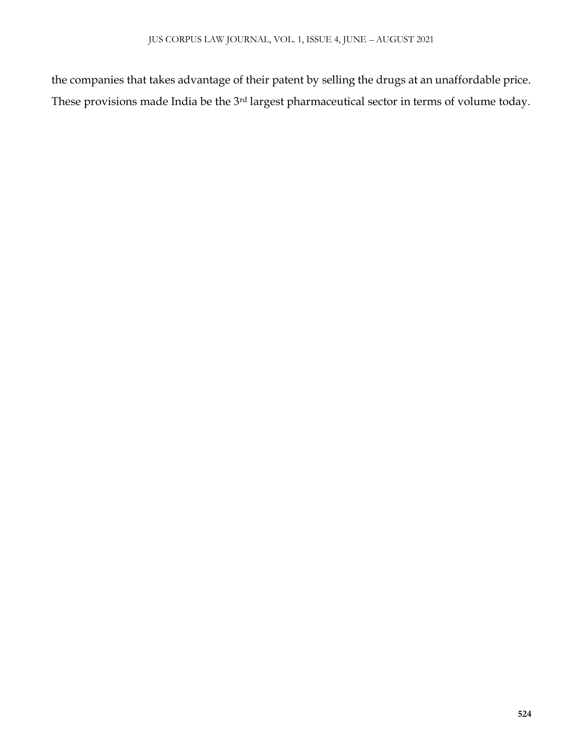the companies that takes advantage of their patent by selling the drugs at an unaffordable price. These provisions made India be the 3rd largest pharmaceutical sector in terms of volume today.